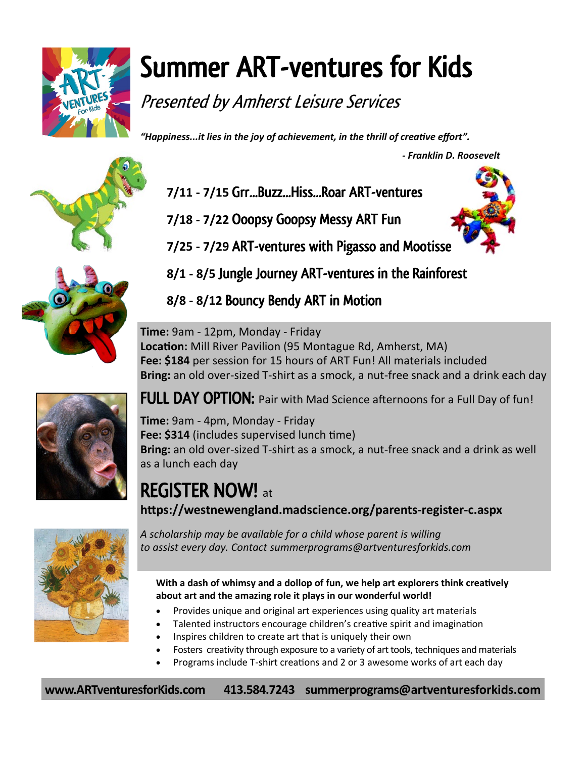# Summer ART-ventures for Kids

*Presented by Amherst Leisure Services*

***"Happiness...it lies in the joy of achievement, in the thrill of creative effort".***

***- Franklin D. Roosevelt***

**7/11 - 7/15** Grr...Buzz...Hiss...Roar ART-ventures

**7/18 - 7/22** Ooopsy Goopsy Messy ART Fun

**7/25 - 7/29** ART-ventures with Pigasso and Mootisse

**8/1 - 8/5** Jungle Journey ART-ventures in the Rainforest

**8/8 - 8/12** Bouncy Bendy ART in Motion

**Time:** 9am - 12pm, Monday - Friday
**Location:** Mill River Pavilion (95 Montague Rd, Amherst, MA)
**Fee: $184** per session for 15 hours of ART Fun! All materials included
**Bring:** an old over-sized T-shirt as a smock, a nut-free snack and a drink each day

## FULL DAY OPTION: Pair with Mad Science afternoons for a Full Day of fun!

**Time:** 9am - 4pm, Monday - Friday
**Fee: $314** (includes supervised lunch time)
**Bring:** an old over-sized T-shirt as a smock, a nut-free snack and a drink as well as a lunch each day

## REGISTER NOW! at

**https://westnewengland.madscience.org/parents-register-c.aspx**

*A scholarship may be available for a child whose parent is willing to assist every day. Contact summerprograms@artventuresforkids.com*

**With a dash of whimsy and a dollop of fun, we help art explorers think creatively about art and the amazing role it plays in our wonderful world!**

- Provides unique and original art experiences using quality art materials
- Talented instructors encourage children's creative spirit and imagination
- Inspires children to create art that is uniquely their own
- Fosters creativity through exposure to a variety of art tools, techniques and materials
- Programs include T-shirt creations and 2 or 3 awesome works of art each day

**www.ARTventuresforKids.com 413.584.7243 summerprograms@artventuresforkids.com**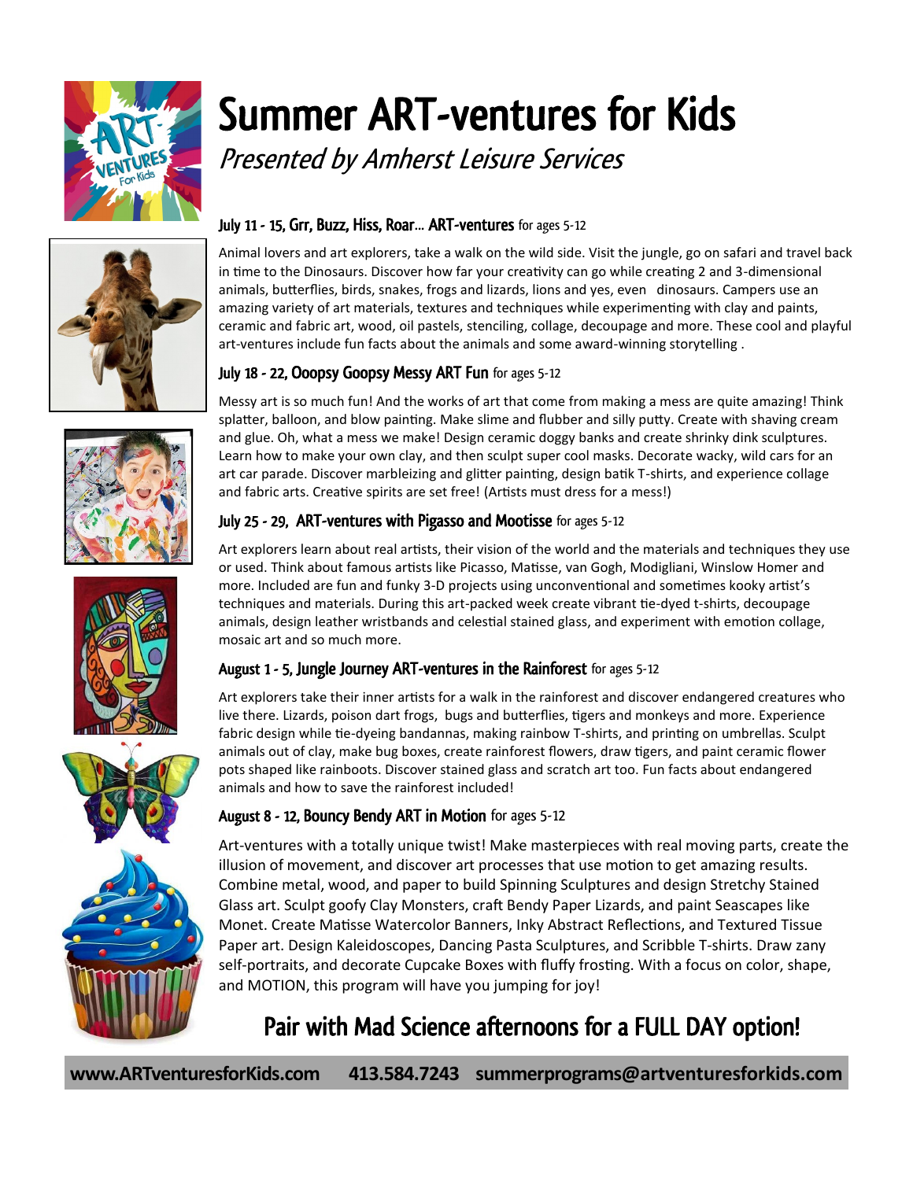# Summer ART-ventures for Kids

*Presented by Amherst Leisure Services*

### July 11 - 15, Grr, Buzz, Hiss, Roar… ART-ventures for ages 5-12

Animal lovers and art explorers, take a walk on the wild side. Visit the jungle, go on safari and travel back in time to the Dinosaurs. Discover how far your creativity can go while creating 2 and 3-dimensional animals, butterflies, birds, snakes, frogs and lizards, lions and yes, even dinosaurs. Campers use an amazing variety of art materials, textures and techniques while experimenting with clay and paints, ceramic and fabric art, wood, oil pastels, stenciling, collage, decoupage and more. These cool and playful art-ventures include fun facts about the animals and some award-winning storytelling .

### July 18 - 22, Ooopsy Goopsy Messy ART Fun for ages 5-12

Messy art is so much fun! And the works of art that come from making a mess are quite amazing! Think splatter, balloon, and blow painting. Make slime and flubber and silly putty. Create with shaving cream and glue. Oh, what a mess we make! Design ceramic doggy banks and create shrinky dink sculptures. Learn how to make your own clay, and then sculpt super cool masks. Decorate wacky, wild cars for an art car parade. Discover marbleizing and glitter painting, design batik T-shirts, and experience collage and fabric arts. Creative spirits are set free! (Artists must dress for a mess!)

### July 25 - 29, ART-ventures with Pigasso and Mootisse for ages 5-12

Art explorers learn about real artists, their vision of the world and the materials and techniques they use or used. Think about famous artists like Picasso, Matisse, van Gogh, Modigliani, Winslow Homer and more. Included are fun and funky 3-D projects using unconventional and sometimes kooky artist's techniques and materials. During this art-packed week create vibrant tie-dyed t-shirts, decoupage animals, design leather wristbands and celestial stained glass, and experiment with emotion collage, mosaic art and so much more.

### August 1 - 5, Jungle Journey ART-ventures in the Rainforest for ages 5-12

Art explorers take their inner artists for a walk in the rainforest and discover endangered creatures who live there. Lizards, poison dart frogs, bugs and butterflies, tigers and monkeys and more. Experience fabric design while tie-dyeing bandannas, making rainforest T-shirts, and printing on umbrellas. Sculpt animals out of clay, make bug boxes, create rainforest flowers, draw tigers, and paint ceramic flower pots shaped like rainboots. Discover stained glass and scratch art too. Fun facts about endangered animals and how to save the rainforest included!

### August 8 - 12, Bouncy Bendy ART in Motion for ages 5-12

Art-ventures with a totally unique twist! Make masterpieces with real moving parts, create the illusion of movement, and discover art processes that use motion to get amazing results. Combine metal, wood, and paper to build Spinning Sculptures and design Stretchy Stained Glass art. Sculpt goofy Clay Monsters, craft Bendy Paper Lizards, and paint Seascapes like Monet. Create Matisse Watercolor Banners, Inky Abstract Reflections, and Textured Tissue Paper art. Design Kaleidoscopes, Dancing Pasta Sculptures, and Scribble T-shirts. Draw zany self-portraits, and decorate Cupcake Boxes with fluffy frosting. With a focus on color, shape, and MOTION, this program will have you jumping for joy!

## Pair with Mad Science afternoons for a FULL DAY option!

**www.ARTventuresforKids.com 413.584.7243 summerprograms@artventuresforkids.com**